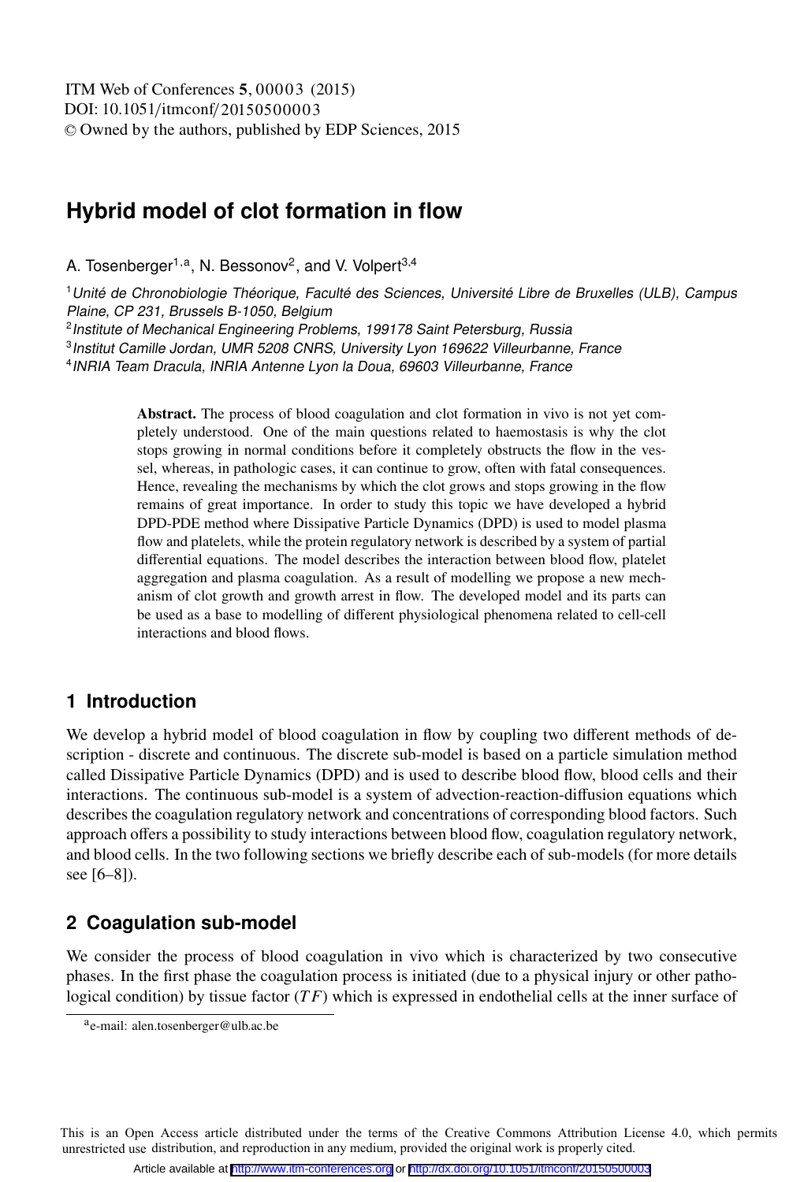# Hybrid model of clot formation in flow

A. Tosenberger[1,a], N. Bessonov[2], and V. Volpert[3,4]

[1] *Unité de Chronobiologie Théorique, Faculté des Sciences, Université Libre de Bruxelles (ULB), Campus Plaine, CP 231, Brussels B-1050, Belgium*
[2] *Institute of Mechanical Engineering Problems, 199178 Saint Petersburg, Russia*
[3] *Institut Camille Jordan, UMR 5208 CNRS, University Lyon 169622 Villeurbanne, France*
[4] *INRIA Team Dracula, INRIA Antenne Lyon la Doua, 69603 Villeurbanne, France*

**Abstract.** The process of blood coagulation and clot formation in vivo is not yet completely understood. One of the main questions related to haemostasis is why the clot stops growing in normal conditions before it completely obstructs the flow in the vessel, whereas, in pathologic cases, it can continue to grow, often with fatal consequences. Hence, revealing the mechanisms by which the clot grows and stops growing in the flow remains of great importance. In order to study this topic we have developed a hybrid DPD-PDE method where Dissipative Particle Dynamics (DPD) is used to model plasma flow and platelets, while the protein regulatory network is described by a system of partial differential equations. The model describes the interaction between blood flow, platelet aggregation and plasma coagulation. As a result of modelling we propose a new mechanism of clot growth and growth arrest in flow. The developed model and its parts can be used as a base to modelling of different physiological phenomena related to cell-cell interactions and blood flows.

## 1 Introduction

We develop a hybrid model of blood coagulation in flow by coupling two different methods of description - discrete and continuous. The discrete sub-model is based on a particle simulation method called Dissipative Particle Dynamics (DPD) and is used to describe blood flow, blood cells and their interactions. The continuous sub-model is a system of advection-reaction-diffusion equations which describes the coagulation regulatory network and concentrations of corresponding blood factors. Such approach offers a possibility to study interactions between blood flow, coagulation regulatory network, and blood cells. In the two following sections we briefly describe each of sub-models (for more details see [6–8]).

## 2 Coagulation sub-model

We consider the process of blood coagulation in vivo which is characterized by two consecutive phases. In the first phase the coagulation process is initiated (due to a physical injury or other pathological condition) by tissue factor ($TF$) which is expressed in endothelial cells at the inner surface of

[a] e-mail: alen.tosenberger@ulb.ac.be

This is an Open Access article distributed under the terms of the Creative Commons Attribution License 4.0, which permits unrestricted use distribution, and reproduction in any medium, provided the original work is properly cited.

Article available at http://www.itm-conferences.org or http://dx.doi.org/10.1051/itmconf/20150500003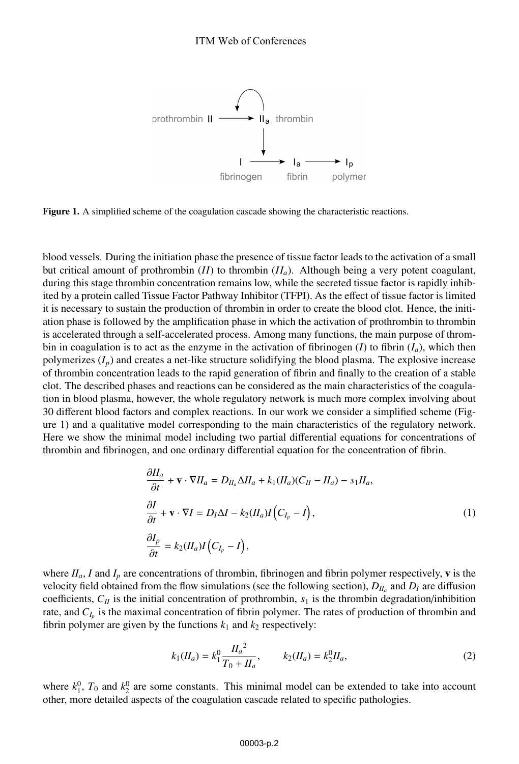**Figure 1.** A simplified scheme of the coagulation cascade showing the characteristic reactions.

blood vessels. During the initiation phase the presence of tissue factor leads to the activation of a small but critical amount of prothrombin ($II$) to thrombin ($II_a$). Although being a very potent coagulant, during this stage thrombin concentration remains low, while the secreted tissue factor is rapidly inhibited by a protein called Tissue Factor Pathway Inhibitor (TFPI). As the effect of tissue factor is limited it is necessary to sustain the production of thrombin in order to create the blood clot. Hence, the initiation phase is followed by the amplification phase in which the activation of prothrombin to thrombin is accelerated through a self-accelerated process. Among many functions, the main purpose of thrombin in coagulation is to act as the enzyme in the activation of fibrinogen ($I$) to fibrin ($I_a$), which then polymerizes ($I_p$) and creates a net-like structure solidifying the blood plasma. The explosive increase of thrombin concentration leads to the rapid generation of fibrin and finally to the creation of a stable clot. The described phases and reactions can be considered as the main characteristics of the coagulation in blood plasma, however, the whole regulatory network is much more complex involving about 30 different blood factors and complex reactions. In our work we consider a simplified scheme (Figure 1) and a qualitative model corresponding to the main characteristics of the regulatory network. Here we show the minimal model including two partial differential equations for concentrations of thrombin and fibrinogen, and one ordinary differential equation for the concentration of fibrin.

$$
\begin{aligned}
&\frac{\partial II_a}{\partial t} + \mathbf{v}\cdot\nabla II_a = D_{II_a}\Delta II_a + k_1(II_a)(C_{II} - II_a) - s_1 II_a,\\
&\frac{\partial I}{\partial t} + \mathbf{v}\cdot\nabla I = D_I \Delta I - k_2(II_a) I \left(C_{I_p} - I\right),\\
&\frac{\partial I_p}{\partial t} = k_2(II_a) I \left(C_{I_p} - I\right),
\end{aligned}
\tag{1}
$$

where $II_a$, $I$ and $I_p$ are concentrations of thrombin, fibrinogen and fibrin polymer respectively, $\mathbf{v}$ is the velocity field obtained from the flow simulations (see the following section), $D_{II_a}$ and $D_I$ are diffusion coefficients, $C_{II}$ is the initial concentration of prothrombin, $s_1$ is the thrombin degradation/inhibition rate, and $C_{I_p}$ is the maximal concentration of fibrin polymer. The rates of production of thrombin and fibrin polymer are given by the functions $k_1$ and $k_2$ respectively:

$$
k_1(II_a) = k_1^0 \frac{{II_a}^2}{T_0 + II_a}, \qquad k_2(II_a) = k_2^0 II_a, \tag{2}
$$

where $k_1^0$, $T_0$ and $k_2^0$ are some constants. This minimal model can be extended to take into account other, more detailed aspects of the coagulation cascade related to specific pathologies.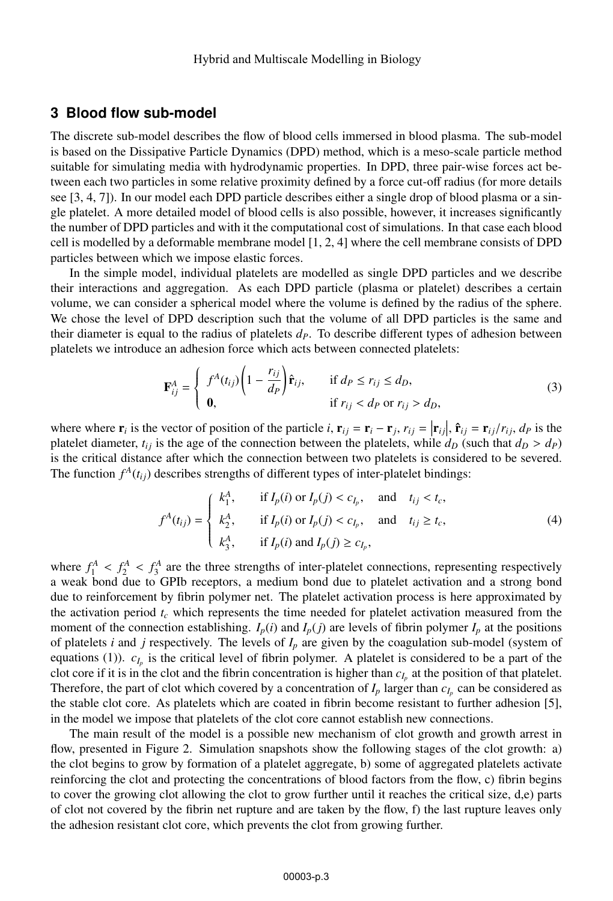## 3 Blood flow sub-model

The discrete sub-model describes the flow of blood cells immersed in blood plasma. The sub-model is based on the Dissipative Particle Dynamics (DPD) method, which is a meso-scale particle method suitable for simulating media with hydrodynamic properties. In DPD, three pair-wise forces act between each two particles in some relative proximity defined by a force cut-off radius (for more details see [3, 4, 7]). In our model each DPD particle describes either a single drop of blood plasma or a single platelet. A more detailed model of blood cells is also possible, however, it increases significantly the number of DPD particles and with it the computational cost of simulations. In that case each blood cell is modelled by a deformable membrane model [1, 2, 4] where the cell membrane consists of DPD particles between which we impose elastic forces.

In the simple model, individual platelets are modelled as single DPD particles and we describe their interactions and aggregation. As each DPD particle (plasma or platelet) describes a certain volume, we can consider a spherical model where the volume is defined by the radius of the sphere. We chose the level of DPD description such that the volume of all DPD particles is the same and their diameter is equal to the radius of platelets $d_P$. To describe different types of adhesion between platelets we introduce an adhesion force which acts between connected platelets:

$$\mathbf{F}_{ij}^A = \begin{cases} f^A(t_{ij})\left(1 - \dfrac{r_{ij}}{d_P}\right)\hat{\mathbf{r}}_{ij}, & \text{if } d_P \leq r_{ij} \leq d_D, \\ \mathbf{0}, & \text{if } r_{ij} < d_P \text{ or } r_{ij} > d_D, \end{cases} \tag{3}$$

where where $\mathbf{r}_i$ is the vector of position of the particle $i$, $\mathbf{r}_{ij} = \mathbf{r}_i - \mathbf{r}_j$, $r_{ij} = |\mathbf{r}_{ij}|$, $\hat{\mathbf{r}}_{ij} = \mathbf{r}_{ij}/r_{ij}$, $d_P$ is the platelet diameter, $t_{ij}$ is the age of the connection between the platelets, while $d_D$ (such that $d_D > d_P$) is the critical distance after which the connection between two platelets is considered to be severed. The function $f^A(t_{ij})$ describes strengths of different types of inter-platelet bindings:

$$f^A(t_{ij}) = \begin{cases} k_1^A, & \text{if } I_p(i) \text{ or } I_p(j) < c_{I_p}, \quad \text{and} \quad t_{ij} < t_c, \\ k_2^A, & \text{if } I_p(i) \text{ or } I_p(j) < c_{I_p}, \quad \text{and} \quad t_{ij} \geq t_c, \\ k_3^A, & \text{if } I_p(i) \text{ and } I_p(j) \geq c_{I_p}, \end{cases} \tag{4}$$

where $f_1^A < f_2^A < f_3^A$ are the three strengths of inter-platelet connections, representing respectively a weak bond due to GPIb receptors, a medium bond due to platelet activation and a strong bond due to reinforcement by fibrin polymer net. The platelet activation process is here approximated by the activation period $t_c$ which represents the time needed for platelet activation measured from the moment of the connection establishing. $I_p(i)$ and $I_p(j)$ are levels of fibrin polymer $I_p$ at the positions of platelets $i$ and $j$ respectively. The levels of $I_p$ are given by the coagulation sub-model (system of equations (1)). $c_{I_p}$ is the critical level of fibrin polymer. A platelet is considered to be a part of the clot core if it is in the clot and the fibrin concentration is higher than $c_{I_p}$ at the position of that platelet. Therefore, the part of clot which covered by a concentration of $I_p$ larger than $c_{I_p}$ can be considered as the stable clot core. As platelets which are coated in fibrin become resistant to further adhesion [5], in the model we impose that platelets of the clot core cannot establish new connections.

The main result of the model is a possible new mechanism of clot growth and growth arrest in flow, presented in Figure 2. Simulation snapshots show the following stages of the clot growth: a) the clot begins to grow by formation of a platelet aggregate, b) some of aggregated platelets activate reinforcing the clot and protecting the concentrations of blood factors from the flow, c) fibrin begins to cover the growing clot allowing the clot to grow further until it reaches the critical size, d,e) parts of clot not covered by the fibrin net rupture and are taken by the flow, f) the last rupture leaves only the adhesion resistant clot core, which prevents the clot from growing further.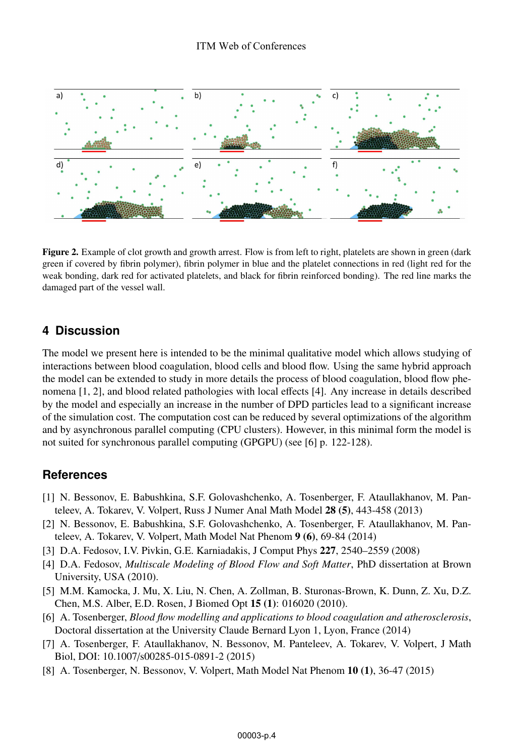a) b) c)

d) e) f)

**Figure 2.** Example of clot growth and growth arrest. Flow is from left to right, platelets are shown in green (dark green if covered by fibrin polymer), fibrin polymer in blue and the platelet connections in red (light red for the weak bonding, dark red for activated platelets, and black for fibrin reinforced bonding). The red line marks the damaged part of the vessel wall.

## 4 Discussion

The model we present here is intended to be the minimal qualitative model which allows studying of interactions between blood coagulation, blood cells and blood flow. Using the same hybrid approach the model can be extended to study in more details the process of blood coagulation, blood flow phenomena [1, 2], and blood related pathologies with local effects [4]. Any increase in details described by the model and especially an increase in the number of DPD particles lead to a significant increase of the simulation cost. The computation cost can be reduced by several optimizations of the algorithm and by asynchronous parallel computing (CPU clusters). However, in this minimal form the model is not suited for synchronous parallel computing (GPGPU) (see [6] p. 122-128).

## References

[1] N. Bessonov, E. Babushkina, S.F. Golovashchenko, A. Tosenberger, F. Ataullakhanov, M. Panteleev, A. Tokarev, V. Volpert, Russ J Numer Anal Math Model **28 (5)**, 443-458 (2013)

[2] N. Bessonov, E. Babushkina, S.F. Golovashchenko, A. Tosenberger, F. Ataullakhanov, M. Panteleev, A. Tokarev, V. Volpert, Math Model Nat Phenom **9 (6)**, 69-84 (2014)

[3] D.A. Fedosov, I.V. Pivkin, G.E. Karniadakis, J Comput Phys **227**, 2540–2559 (2008)

[4] D.A. Fedosov, *Multiscale Modeling of Blood Flow and Soft Matter*, PhD dissertation at Brown University, USA (2010).

[5] M.M. Kamocka, J. Mu, X. Liu, N. Chen, A. Zollman, B. Sturonas-Brown, K. Dunn, Z. Xu, D.Z. Chen, M.S. Alber, E.D. Rosen, J Biomed Opt **15 (1)**: 016020 (2010).

[6] A. Tosenberger, *Blood flow modelling and applications to blood coagulation and atherosclerosis*, Doctoral dissertation at the University Claude Bernard Lyon 1, Lyon, France (2014)

[7] A. Tosenberger, F. Ataullakhanov, N. Bessonov, M. Panteleev, A. Tokarev, V. Volpert, J Math Biol, DOI: 10.1007/s00285-015-0891-2 (2015)

[8] A. Tosenberger, N. Bessonov, V. Volpert, Math Model Nat Phenom **10 (1)**, 36-47 (2015)